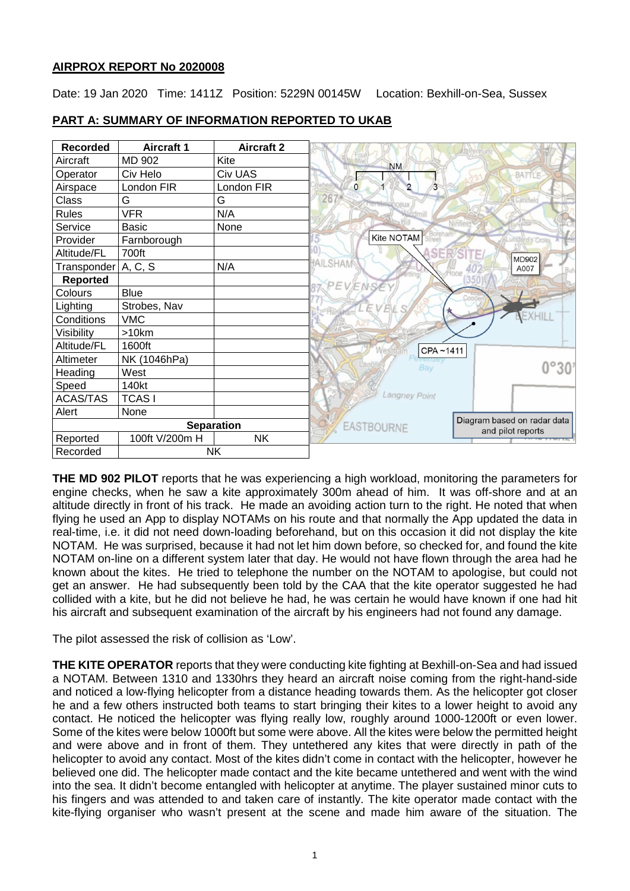**AIRPROX REPORT No 2020008**

Date: 19 Jan 2020 Time: 1411Z Position: 5229N 00145W Location: Bexhill-on-Sea, Sussex

## PART A: SUMMARY OF INFORMATION REPORTED TO UKAB

| Recorded | Aircraft 1 | Aircraft 2 |
|---|---|---|
| Aircraft | MD 902 | Kite |
| Operator | Civ Helo | Civ UAS |
| Airspace | London FIR | London FIR |
| Class | G | G |
| Rules | VFR | N/A |
| Service | Basic | None |
| Provider | Farnborough | |
| Altitude/FL | 700ft | |
| Transponder | A, C, S | N/A |
| **Reported** | | |
| Colours | Blue | |
| Lighting | Strobes, Nav | |
| Conditions | VMC | |
| Visibility | >10km | |
| Altitude/FL | 1600ft | |
| Altimeter | NK (1046hPa) | |
| Heading | West | |
| Speed | 140kt | |
| ACAS/TAS | TCAS I | |
| Alert | None | |
| **Separation** | | |
| Reported | 100ft V/200m H | NK |
| Recorded | NK | |

Diagram based on radar data and pilot reports

**THE MD 902 PILOT** reports that he was experiencing a high workload, monitoring the parameters for engine checks, when he saw a kite approximately 300m ahead of him. It was off-shore and at an altitude directly in front of his track. He made an avoiding action turn to the right. He noted that when flying he used an App to display NOTAMs on his route and that normally the App updated the data in real-time, i.e. it did not need down-loading beforehand, but on this occasion it did not display the kite NOTAM. He was surprised, because it had not let him down before, so checked for, and found the kite NOTAM on-line on a different system later that day. He would not have flown through the area had he known about the kites. He tried to telephone the number on the NOTAM to apologise, but could not get an answer. He had subsequently been told by the CAA that the kite operator suggested he had collided with a kite, but he did not believe he had, he was certain he would have known if one had hit his aircraft and subsequent examination of the aircraft by his engineers had not found any damage.

The pilot assessed the risk of collision as 'Low'.

**THE KITE OPERATOR** reports that they were conducting kite fighting at Bexhill-on-Sea and had issued a NOTAM. Between 1310 and 1330hrs they heard an aircraft noise coming from the right-hand-side and noticed a low-flying helicopter from a distance heading towards them. As the helicopter got closer he and a few others instructed both teams to start bringing their kites to a lower height to avoid any contact. He noticed the helicopter was flying really low, roughly around 1000-1200ft or even lower. Some of the kites were below 1000ft but some were above. All the kites were below the permitted height and were above and in front of them. They untethered any kites that were directly in path of the helicopter to avoid any contact. Most of the kites didn't come in contact with the helicopter, however he believed one did. The helicopter made contact and the kite became untethered and went with the wind into the sea. It didn't become entangled with helicopter at anytime. The player sustained minor cuts to his fingers and was attended to and taken care of instantly. The kite operator made contact with the kite-flying organiser who wasn't present at the scene and made him aware of the situation. The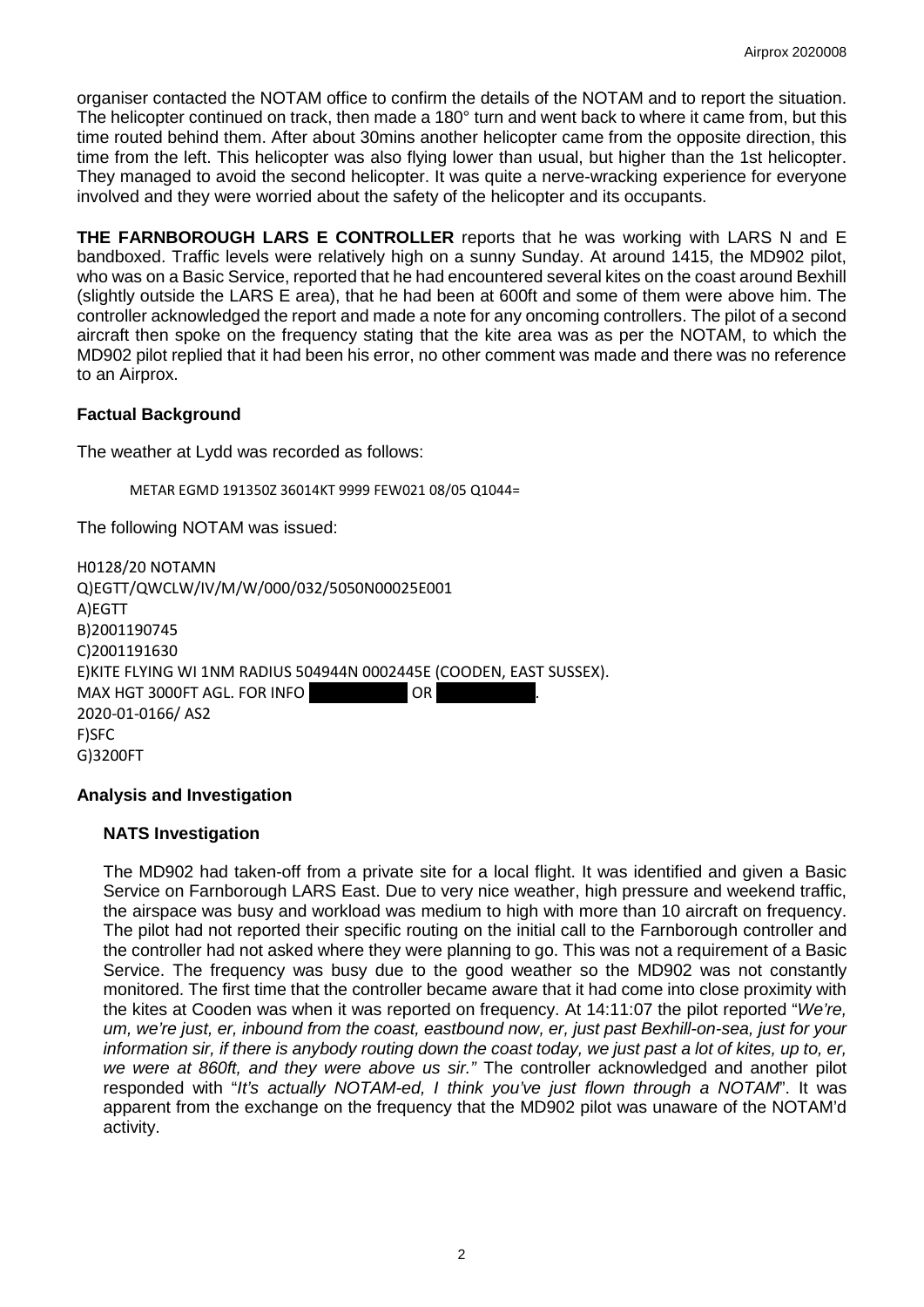organiser contacted the NOTAM office to confirm the details of the NOTAM and to report the situation. The helicopter continued on track, then made a 180° turn and went back to where it came from, but this time routed behind them. After about 30mins another helicopter came from the opposite direction, this time from the left. This helicopter was also flying lower than usual, but higher than the 1st helicopter. They managed to avoid the second helicopter. It was quite a nerve-wracking experience for everyone involved and they were worried about the safety of the helicopter and its occupants.

**THE FARNBOROUGH LARS E CONTROLLER** reports that he was working with LARS N and E bandboxed. Traffic levels were relatively high on a sunny Sunday. At around 1415, the MD902 pilot, who was on a Basic Service, reported that he had encountered several kites on the coast around Bexhill (slightly outside the LARS E area), that he had been at 600ft and some of them were above him. The controller acknowledged the report and made a note for any oncoming controllers. The pilot of a second aircraft then spoke on the frequency stating that the kite area was as per the NOTAM, to which the MD902 pilot replied that it had been his error, no other comment was made and there was no reference to an Airprox.

## Factual Background

The weather at Lydd was recorded as follows:

```
METAR EGMD 191350Z 36014KT 9999 FEW021 08/05 Q1044=
```

The following NOTAM was issued:

```
H0128/20 NOTAMN
Q)EGTT/QWCLW/IV/M/W/000/032/5050N00025E001
A)EGTT
B)2001190745
C)2001191630
E)KITE FLYING WI 1NM RADIUS 504944N 0002445E (COODEN, EAST SUSSEX).
MAX HGT 3000FT AGL. FOR INFO            OR           .
2020-01-0166/ AS2
F)SFC
G)3200FT
```

## Analysis and Investigation

### NATS Investigation

The MD902 had taken-off from a private site for a local flight. It was identified and given a Basic Service on Farnborough LARS East. Due to very nice weather, high pressure and weekend traffic, the airspace was busy and workload was medium to high with more than 10 aircraft on frequency. The pilot had not reported their specific routing on the initial call to the Farnborough controller and the controller had not asked where they were planning to go. This was not a requirement of a Basic Service. The frequency was busy due to the good weather so the MD902 was not constantly monitored. The first time that the controller became aware that it had come into close proximity with the kites at Cooden was when it was reported on frequency. At 14:11:07 the pilot reported "*We're, um, we're just, er, inbound from the coast, eastbound now, er, just past Bexhill-on-sea, just for your information sir, if there is anybody routing down the coast today, we just past a lot of kites, up to, er, we were at 860ft, and they were above us sir.*" The controller acknowledged and another pilot responded with "*It's actually NOTAM-ed, I think you've just flown through a NOTAM*". It was apparent from the exchange on the frequency that the MD902 pilot was unaware of the NOTAM'd activity.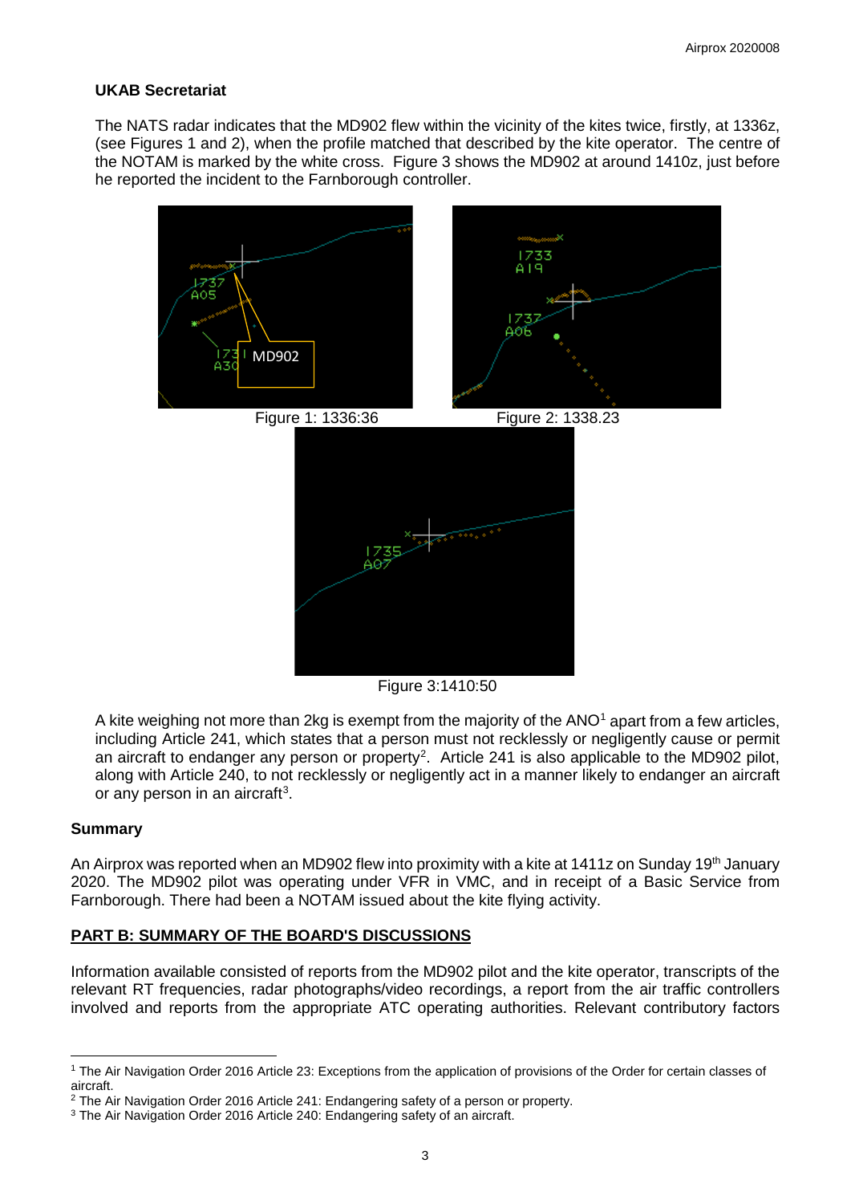**UKAB Secretariat**

The NATS radar indicates that the MD902 flew within the vicinity of the kites twice, firstly, at 1336z, (see Figures 1 and 2), when the profile matched that described by the kite operator. The centre of the NOTAM is marked by the white cross. Figure 3 shows the MD902 at around 1410z, just before he reported the incident to the Farnborough controller.

Figure 1: 1336:36

Figure 2: 1338.23

Figure 3:1410:50

A kite weighing not more than 2kg is exempt from the majority of the ANO[1] apart from a few articles, including Article 241, which states that a person must not recklessly or negligently cause or permit an aircraft to endanger any person or property[2]. Article 241 is also applicable to the MD902 pilot, along with Article 240, to not recklessly or negligently act in a manner likely to endanger an aircraft or any person in an aircraft[3].

## Summary

An Airprox was reported when an MD902 flew into proximity with a kite at 1411z on Sunday 19th January 2020. The MD902 pilot was operating under VFR in VMC, and in receipt of a Basic Service from Farnborough. There had been a NOTAM issued about the kite flying activity.

## PART B: SUMMARY OF THE BOARD'S DISCUSSIONS

Information available consisted of reports from the MD902 pilot and the kite operator, transcripts of the relevant RT frequencies, radar photographs/video recordings, a report from the air traffic controllers involved and reports from the appropriate ATC operating authorities. Relevant contributory factors

---

[1] The Air Navigation Order 2016 Article 23: Exceptions from the application of provisions of the Order for certain classes of aircraft.

[2] The Air Navigation Order 2016 Article 241: Endangering safety of a person or property.

[3] The Air Navigation Order 2016 Article 240: Endangering safety of an aircraft.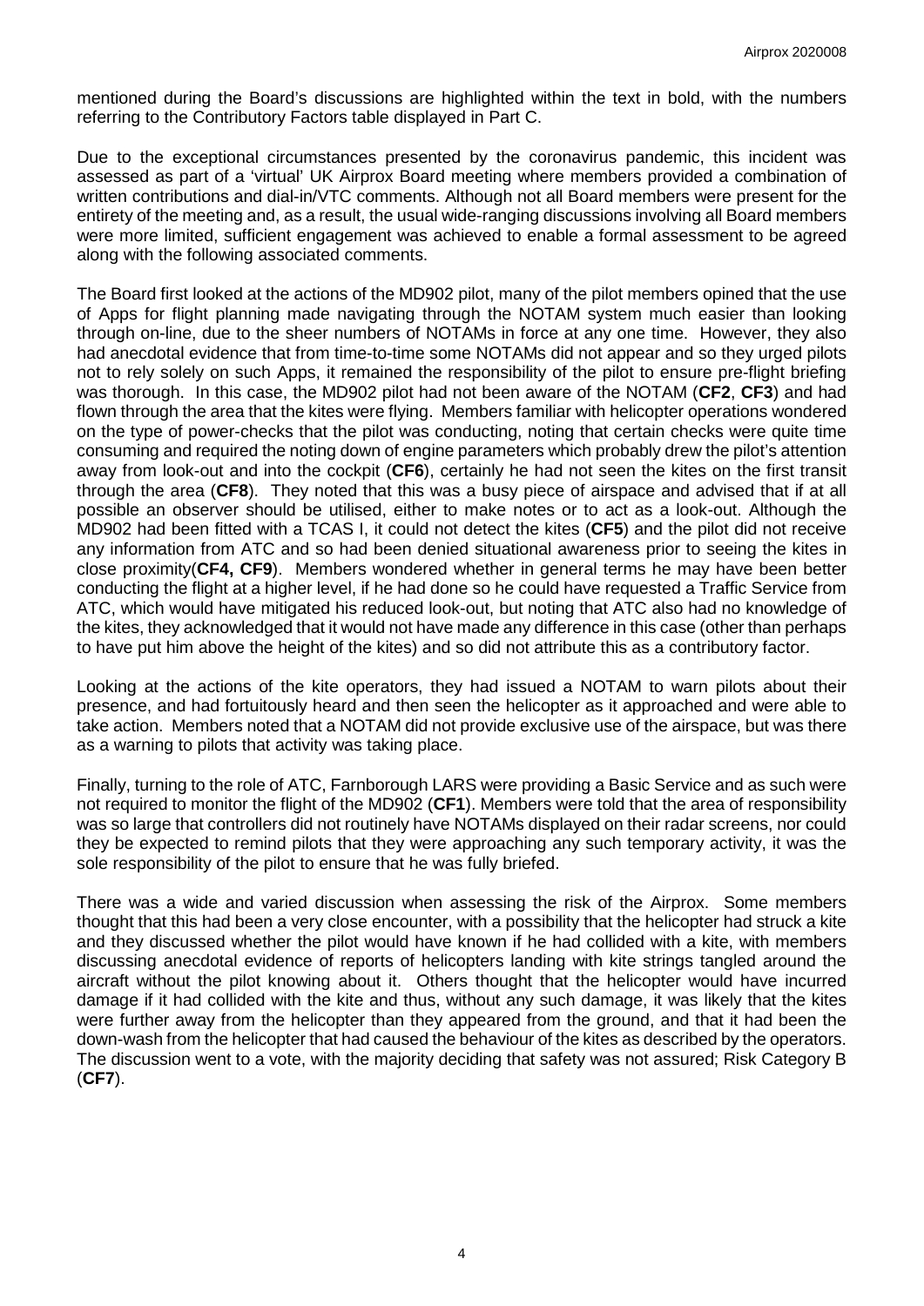mentioned during the Board's discussions are highlighted within the text in bold, with the numbers referring to the Contributory Factors table displayed in Part C.

Due to the exceptional circumstances presented by the coronavirus pandemic, this incident was assessed as part of a 'virtual' UK Airprox Board meeting where members provided a combination of written contributions and dial-in/VTC comments. Although not all Board members were present for the entirety of the meeting and, as a result, the usual wide-ranging discussions involving all Board members were more limited, sufficient engagement was achieved to enable a formal assessment to be agreed along with the following associated comments.

The Board first looked at the actions of the MD902 pilot, many of the pilot members opined that the use of Apps for flight planning made navigating through the NOTAM system much easier than looking through on-line, due to the sheer numbers of NOTAMs in force at any one time. However, they also had anecdotal evidence that from time-to-time some NOTAMs did not appear and so they urged pilots not to rely solely on such Apps, it remained the responsibility of the pilot to ensure pre-flight briefing was thorough. In this case, the MD902 pilot had not been aware of the NOTAM (**CF2**, **CF3**) and had flown through the area that the kites were flying. Members familiar with helicopter operations wondered on the type of power-checks that the pilot was conducting, noting that certain checks were quite time consuming and required the noting down of engine parameters which probably drew the pilot's attention away from look-out and into the cockpit (**CF6**), certainly he had not seen the kites on the first transit through the area (**CF8**). They noted that this was a busy piece of airspace and advised that if at all possible an observer should be utilised, either to make notes or to act as a look-out. Although the MD902 had been fitted with a TCAS I, it could not detect the kites (**CF5**) and the pilot did not receive any information from ATC and so had been denied situational awareness prior to seeing the kites in close proximity(**CF4, CF9**). Members wondered whether in general terms he may have been better conducting the flight at a higher level, if he had done so he could have requested a Traffic Service from ATC, which would have mitigated his reduced look-out, but noting that ATC also had no knowledge of the kites, they acknowledged that it would not have made any difference in this case (other than perhaps to have put him above the height of the kites) and so did not attribute this as a contributory factor.

Looking at the actions of the kite operators, they had issued a NOTAM to warn pilots about their presence, and had fortuitously heard and then seen the helicopter as it approached and were able to take action. Members noted that a NOTAM did not provide exclusive use of the airspace, but was there as a warning to pilots that activity was taking place.

Finally, turning to the role of ATC, Farnborough LARS were providing a Basic Service and as such were not required to monitor the flight of the MD902 (**CF1**). Members were told that the area of responsibility was so large that controllers did not routinely have NOTAMs displayed on their radar screens, nor could they be expected to remind pilots that they were approaching any such temporary activity, it was the sole responsibility of the pilot to ensure that he was fully briefed.

There was a wide and varied discussion when assessing the risk of the Airprox. Some members thought that this had been a very close encounter, with a possibility that the helicopter had struck a kite and they discussed whether the pilot would have known if he had collided with a kite, with members discussing anecdotal evidence of reports of helicopters landing with kite strings tangled around the aircraft without the pilot knowing about it. Others thought that the helicopter would have incurred damage if it had collided with the kite and thus, without any such damage, it was likely that the kites were further away from the helicopter than they appeared from the ground, and that it had been the down-wash from the helicopter that had caused the behaviour of the kites as described by the operators. The discussion went to a vote, with the majority deciding that safety was not assured; Risk Category B (**CF7**).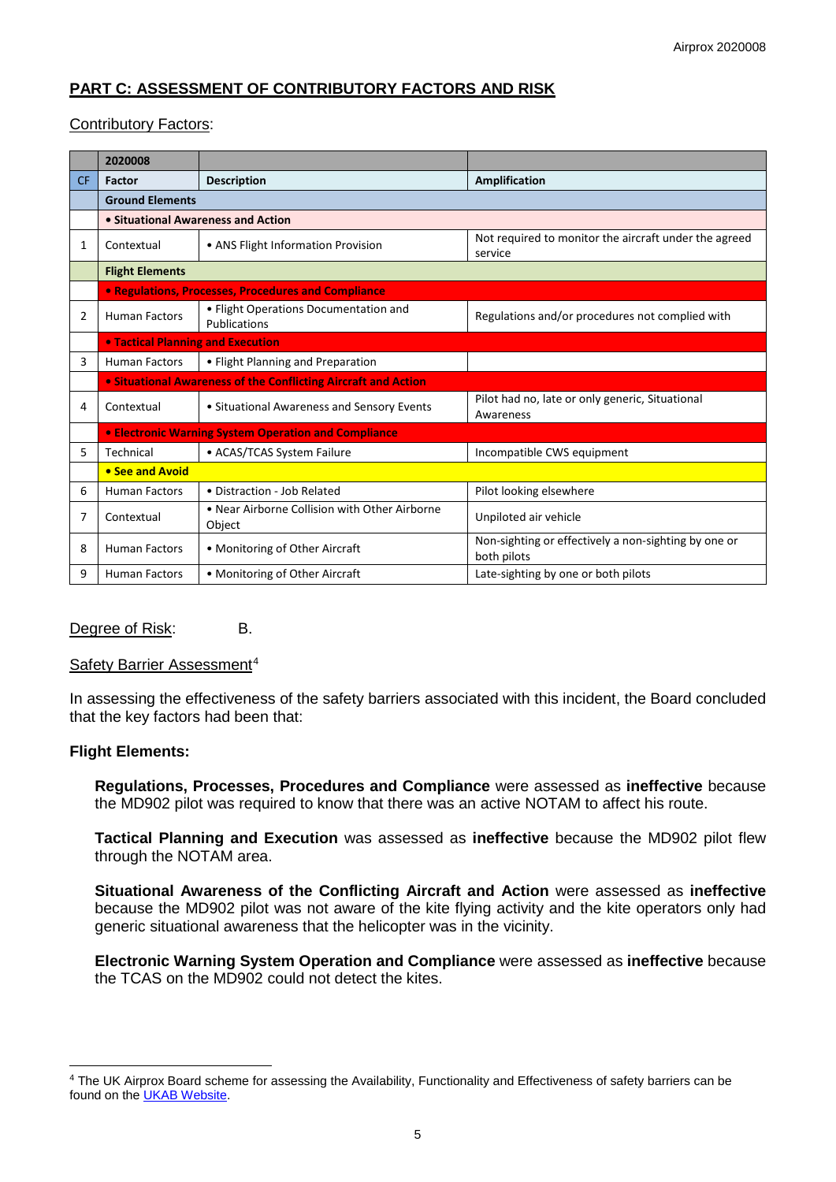## PART C: ASSESSMENT OF CONTRIBUTORY FACTORS AND RISK

Contributory Factors:

| | 2020008 | | |
|---|---|---|---|
| CF | Factor | Description | Amplification |
| | **Ground Elements** | | |
| | **• Situational Awareness and Action** | | |
| 1 | Contextual | • ANS Flight Information Provision | Not required to monitor the aircraft under the agreed service |
| | **Flight Elements** | | |
| | **• Regulations, Processes, Procedures and Compliance** | | |
| 2 | Human Factors | • Flight Operations Documentation and Publications | Regulations and/or procedures not complied with |
| | **• Tactical Planning and Execution** | | |
| 3 | Human Factors | • Flight Planning and Preparation | |
| | **• Situational Awareness of the Conflicting Aircraft and Action** | | |
| 4 | Contextual | • Situational Awareness and Sensory Events | Pilot had no, late or only generic, Situational Awareness |
| | **• Electronic Warning System Operation and Compliance** | | |
| 5 | Technical | • ACAS/TCAS System Failure | Incompatible CWS equipment |
| | **• See and Avoid** | | |
| 6 | Human Factors | • Distraction - Job Related | Pilot looking elsewhere |
| 7 | Contextual | • Near Airborne Collision with Other Airborne Object | Unpiloted air vehicle |
| 8 | Human Factors | • Monitoring of Other Aircraft | Non-sighting or effectively a non-sighting by one or both pilots |
| 9 | Human Factors | • Monitoring of Other Aircraft | Late-sighting by one or both pilots |

Degree of Risk: B.

Safety Barrier Assessment[4]

In assessing the effectiveness of the safety barriers associated with this incident, the Board concluded that the key factors had been that:

**Flight Elements:**

**Regulations, Processes, Procedures and Compliance** were assessed as **ineffective** because the MD902 pilot was required to know that there was an active NOTAM to affect his route.

**Tactical Planning and Execution** was assessed as **ineffective** because the MD902 pilot flew through the NOTAM area.

**Situational Awareness of the Conflicting Aircraft and Action** were assessed as **ineffective** because the MD902 pilot was not aware of the kite flying activity and the kite operators only had generic situational awareness that the helicopter was in the vicinity.

**Electronic Warning System Operation and Compliance** were assessed as **ineffective** because the TCAS on the MD902 could not detect the kites.

[4] The UK Airprox Board scheme for assessing the Availability, Functionality and Effectiveness of safety barriers can be found on the UKAB Website.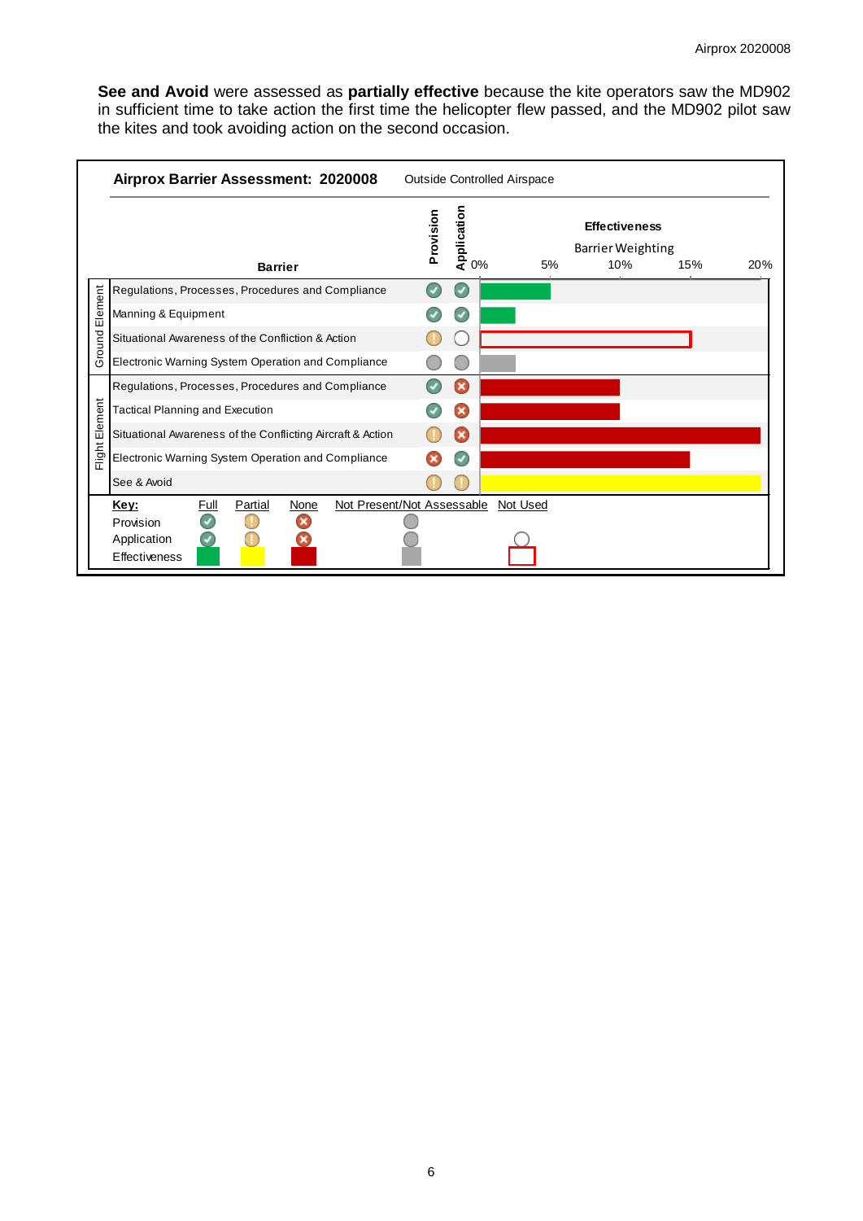**See and Avoid** were assessed as **partially effective** because the kite operators saw the MD902 in sufficient time to take action the first time the helicopter flew passed, and the MD902 pilot saw the kites and took avoiding action on the second occasion.

**Airprox Barrier Assessment: 2020008** Outside Controlled Airspace

| | Barrier | Provision | Application |
|---|---|---|---|
| Ground Element | Regulations, Processes, Procedures and Compliance | Full | Full |
| | Manning & Equipment | Full | Full |
| | Situational Awareness of the Confliction & Action | Partial | Not Used |
| | Electronic Warning System Operation and Compliance | Not Present/Not Assessable | Not Present/Not Assessable |
| Flight Element | Regulations, Processes, Procedures and Compliance | Full | None |
| | Tactical Planning and Execution | Full | None |
| | Situational Awareness of the Conflicting Aircraft & Action | Partial | None |
| | Electronic Warning System Operation and Compliance | None | Full |
| | See & Avoid | Partial | Partial |

Effectiveness

Barrier Weighting

0% 5% 10% 15% 20%

**Key:** Full Partial None Not Present/Not Assessable Not Used

Provision

Application

Effectiveness